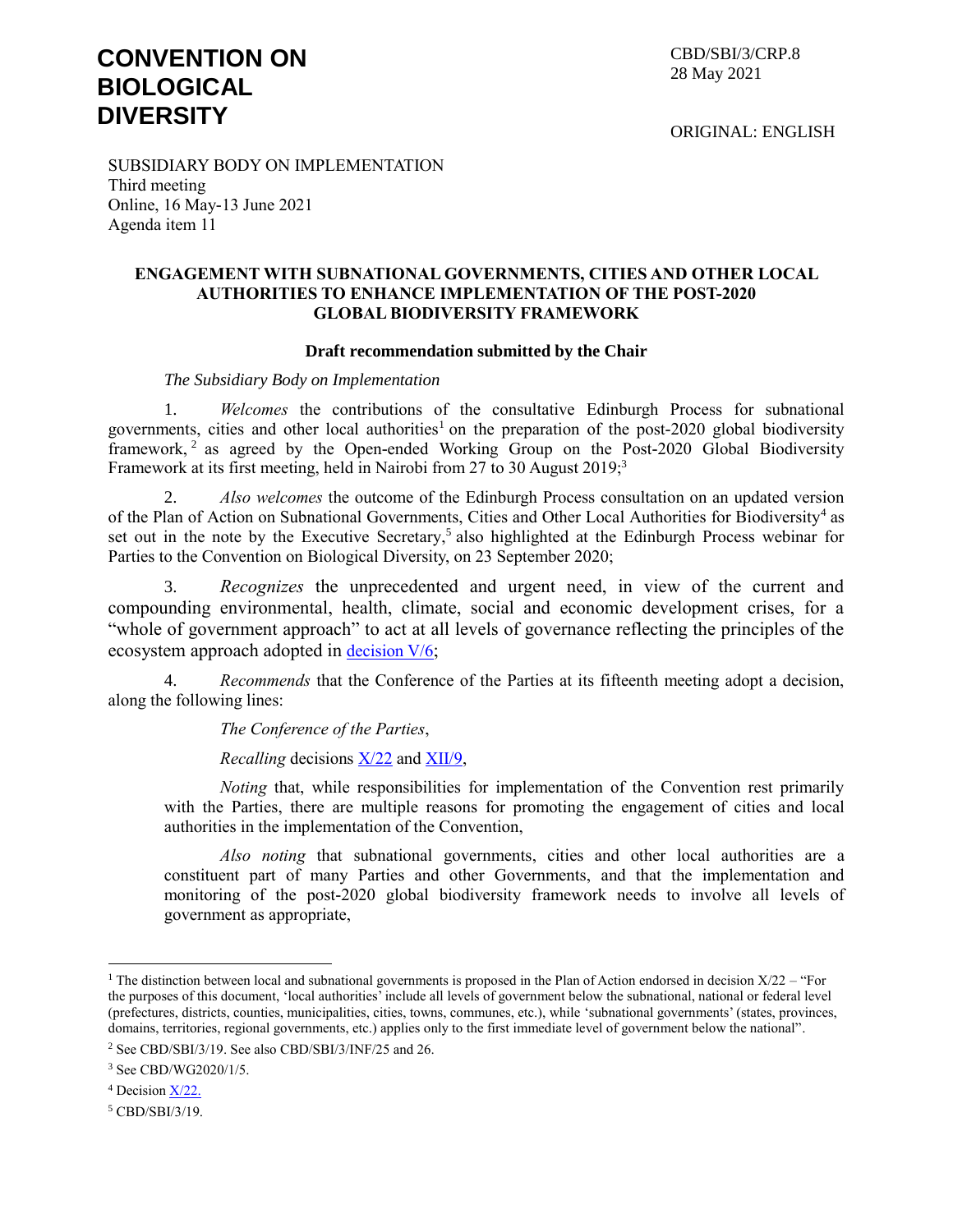# CONVENTION ON BIOLOGICAL DIVERSITY

CBD/SBI/3/CRP.8
28 May 2021

ORIGINAL: ENGLISH

SUBSIDIARY BODY ON IMPLEMENTATION
Third meeting
Online, 16 May-13 June 2021
Agenda item 11

## ENGAGEMENT WITH SUBNATIONAL GOVERNMENTS, CITIES AND OTHER LOCAL AUTHORITIES TO ENHANCE IMPLEMENTATION OF THE POST-2020 GLOBAL BIODIVERSITY FRAMEWORK

### Draft recommendation submitted by the Chair

*The Subsidiary Body on Implementation*

1. *Welcomes* the contributions of the consultative Edinburgh Process for subnational governments, cities and other local authorities[1] on the preparation of the post-2020 global biodiversity framework,[2] as agreed by the Open-ended Working Group on the Post-2020 Global Biodiversity Framework at its first meeting, held in Nairobi from 27 to 30 August 2019;[3]

2. *Also welcomes* the outcome of the Edinburgh Process consultation on an updated version of the Plan of Action on Subnational Governments, Cities and Other Local Authorities for Biodiversity[4] as set out in the note by the Executive Secretary,[5] also highlighted at the Edinburgh Process webinar for Parties to the Convention on Biological Diversity, on 23 September 2020;

3. *Recognizes* the unprecedented and urgent need, in view of the current and compounding environmental, health, climate, social and economic development crises, for a "whole of government approach" to act at all levels of governance reflecting the principles of the ecosystem approach adopted in decision V/6;

4. *Recommends* that the Conference of the Parties at its fifteenth meeting adopt a decision, along the following lines:

*The Conference of the Parties*,

*Recalling* decisions X/22 and XII/9,

*Noting* that, while responsibilities for implementation of the Convention rest primarily with the Parties, there are multiple reasons for promoting the engagement of cities and local authorities in the implementation of the Convention,

*Also noting* that subnational governments, cities and other local authorities are a constituent part of many Parties and other Governments, and that the implementation and monitoring of the post-2020 global biodiversity framework needs to involve all levels of government as appropriate,

---

[1] The distinction between local and subnational governments is proposed in the Plan of Action endorsed in decision X/22 – "For the purposes of this document, 'local authorities' include all levels of government below the subnational, national or federal level (prefectures, districts, counties, municipalities, cities, towns, communes, etc.), while 'subnational governments' (states, provinces, domains, territories, regional governments, etc.) applies only to the first immediate level of government below the national".

[2] See CBD/SBI/3/19. See also CBD/SBI/3/INF/25 and 26.

[3] See CBD/WG2020/1/5.

[4] Decision X/22.

[5] CBD/SBI/3/19.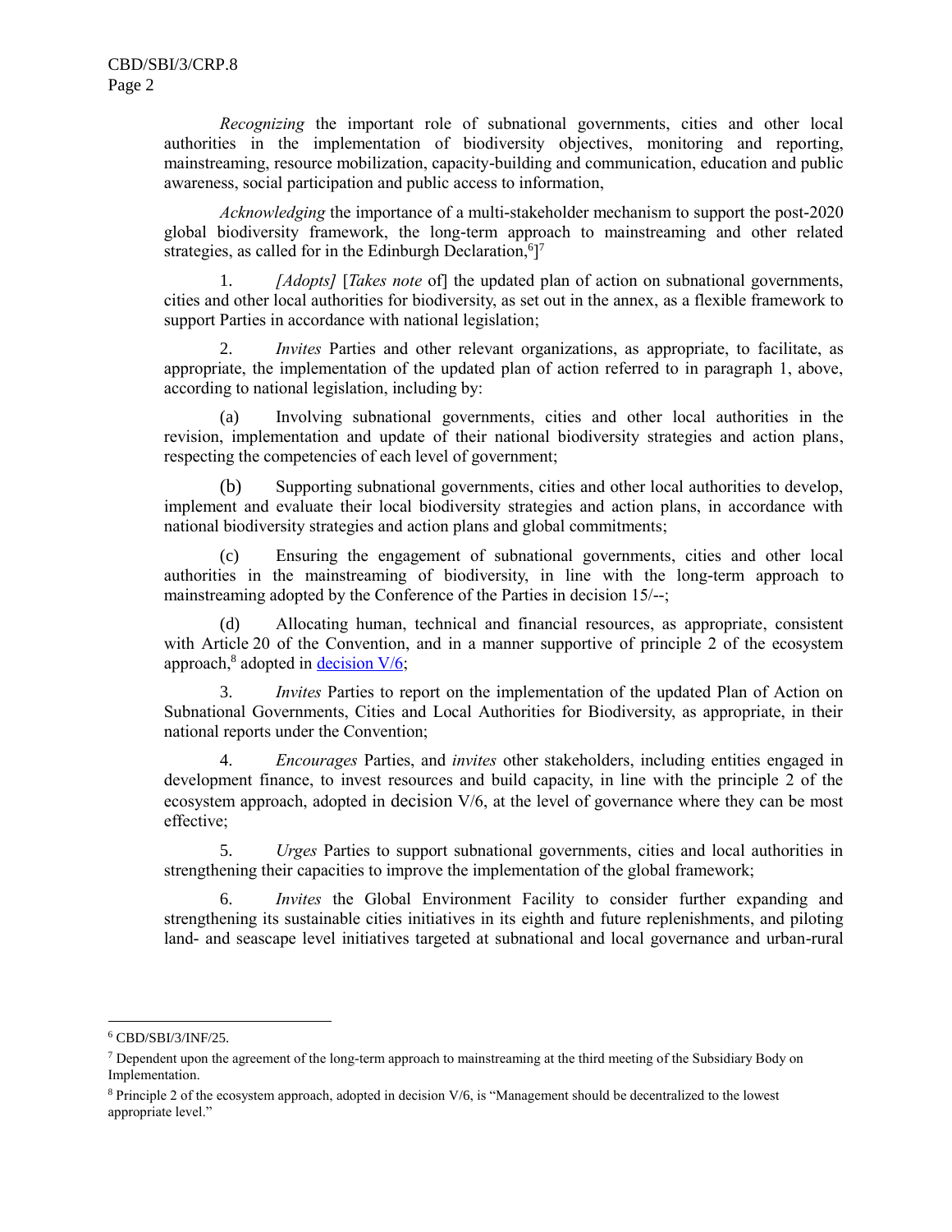*Recognizing* the important role of subnational governments, cities and other local authorities in the implementation of biodiversity objectives, monitoring and reporting, mainstreaming, resource mobilization, capacity-building and communication, education and public awareness, social participation and public access to information,

*Acknowledging* the importance of a multi-stakeholder mechanism to support the post-2020 global biodiversity framework, the long-term approach to mainstreaming and other related strategies, as called for in the Edinburgh Declaration,[6]][7]

1. *[Adopts]* [*Takes note* of] the updated plan of action on subnational governments, cities and other local authorities for biodiversity, as set out in the annex, as a flexible framework to support Parties in accordance with national legislation;

2. *Invites* Parties and other relevant organizations, as appropriate, to facilitate, as appropriate, the implementation of the updated plan of action referred to in paragraph 1, above, according to national legislation, including by:

(a) Involving subnational governments, cities and other local authorities in the revision, implementation and update of their national biodiversity strategies and action plans, respecting the competencies of each level of government;

(b) Supporting subnational governments, cities and other local authorities to develop, implement and evaluate their local biodiversity strategies and action plans, in accordance with national biodiversity strategies and action plans and global commitments;

(c) Ensuring the engagement of subnational governments, cities and other local authorities in the mainstreaming of biodiversity, in line with the long-term approach to mainstreaming adopted by the Conference of the Parties in decision 15/--;

(d) Allocating human, technical and financial resources, as appropriate, consistent with Article 20 of the Convention, and in a manner supportive of principle 2 of the ecosystem approach,[8] adopted in decision V/6;

3. *Invites* Parties to report on the implementation of the updated Plan of Action on Subnational Governments, Cities and Local Authorities for Biodiversity, as appropriate, in their national reports under the Convention;

4. *Encourages* Parties, and *invites* other stakeholders, including entities engaged in development finance, to invest resources and build capacity, in line with the principle 2 of the ecosystem approach, adopted in decision V/6, at the level of governance where they can be most effective;

5. *Urges* Parties to support subnational governments, cities and local authorities in strengthening their capacities to improve the implementation of the global framework;

6. *Invites* the Global Environment Facility to consider further expanding and strengthening its sustainable cities initiatives in its eighth and future replenishments, and piloting land- and seascape level initiatives targeted at subnational and local governance and urban-rural

---

[6] CBD/SBI/3/INF/25.

[7] Dependent upon the agreement of the long-term approach to mainstreaming at the third meeting of the Subsidiary Body on Implementation.

[8] Principle 2 of the ecosystem approach, adopted in decision V/6, is "Management should be decentralized to the lowest appropriate level."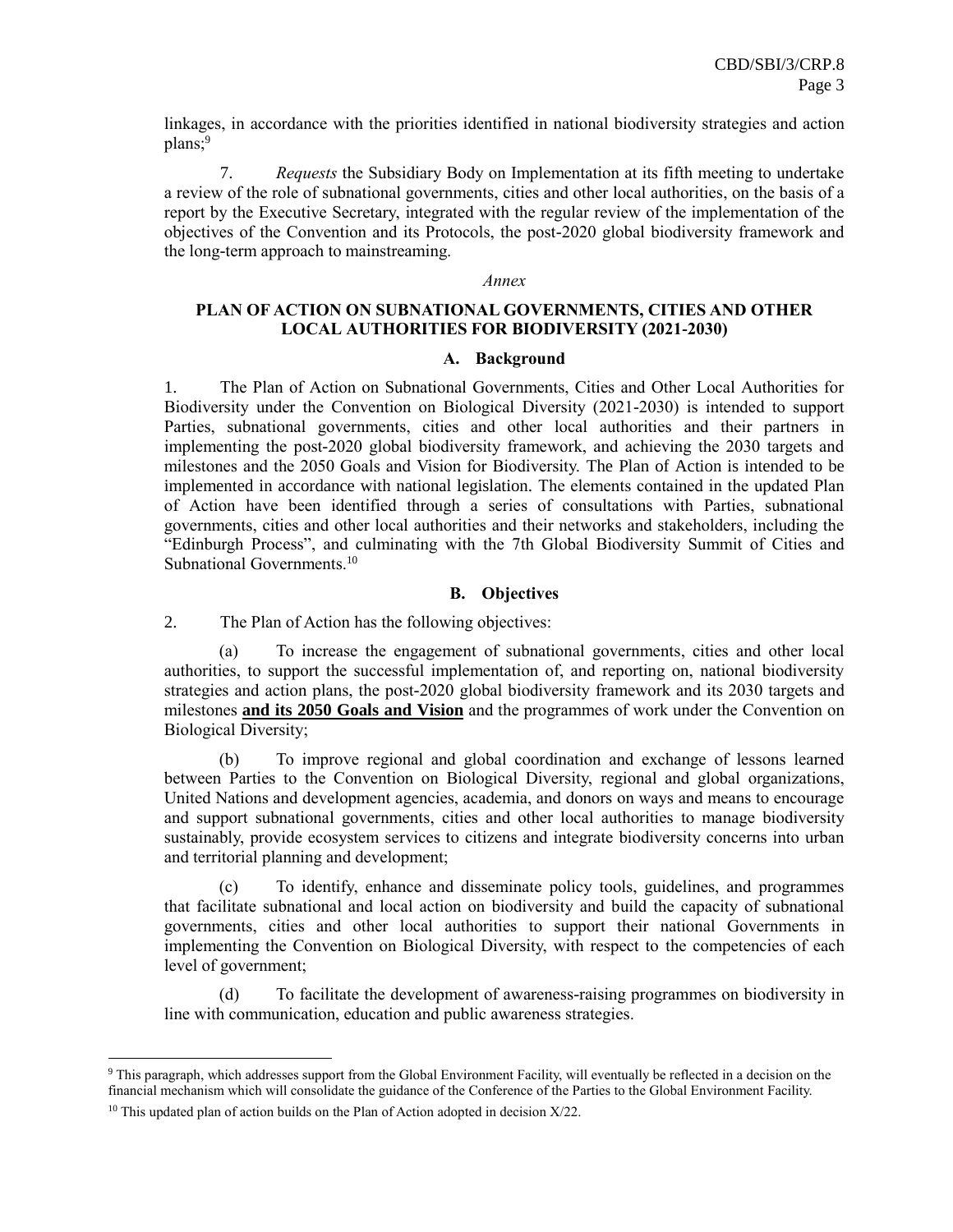linkages, in accordance with the priorities identified in national biodiversity strategies and action plans;[9]

7. *Requests* the Subsidiary Body on Implementation at its fifth meeting to undertake a review of the role of subnational governments, cities and other local authorities, on the basis of a report by the Executive Secretary, integrated with the regular review of the implementation of the objectives of the Convention and its Protocols, the post-2020 global biodiversity framework and the long-term approach to mainstreaming.

*Annex*

## PLAN OF ACTION ON SUBNATIONAL GOVERNMENTS, CITIES AND OTHER LOCAL AUTHORITIES FOR BIODIVERSITY (2021-2030)

### A. Background

1. The Plan of Action on Subnational Governments, Cities and Other Local Authorities for Biodiversity under the Convention on Biological Diversity (2021-2030) is intended to support Parties, subnational governments, cities and other local authorities and their partners in implementing the post-2020 global biodiversity framework, and achieving the 2030 targets and milestones and the 2050 Goals and Vision for Biodiversity. The Plan of Action is intended to be implemented in accordance with national legislation. The elements contained in the updated Plan of Action have been identified through a series of consultations with Parties, subnational governments, cities and other local authorities and their networks and stakeholders, including the "Edinburgh Process", and culminating with the 7th Global Biodiversity Summit of Cities and Subnational Governments.[10]

### B. Objectives

2. The Plan of Action has the following objectives:

(a) To increase the engagement of subnational governments, cities and other local authorities, to support the successful implementation of, and reporting on, national biodiversity strategies and action plans, the post-2020 global biodiversity framework and its 2030 targets and milestones **and its 2050 Goals and Vision** and the programmes of work under the Convention on Biological Diversity;

(b) To improve regional and global coordination and exchange of lessons learned between Parties to the Convention on Biological Diversity, regional and global organizations, United Nations and development agencies, academia, and donors on ways and means to encourage and support subnational governments, cities and other local authorities to manage biodiversity sustainably, provide ecosystem services to citizens and integrate biodiversity concerns into urban and territorial planning and development;

(c) To identify, enhance and disseminate policy tools, guidelines, and programmes that facilitate subnational and local action on biodiversity and build the capacity of subnational governments, cities and other local authorities to support their national Governments in implementing the Convention on Biological Diversity, with respect to the competencies of each level of government;

(d) To facilitate the development of awareness-raising programmes on biodiversity in line with communication, education and public awareness strategies.

---

[9] This paragraph, which addresses support from the Global Environment Facility, will eventually be reflected in a decision on the financial mechanism which will consolidate the guidance of the Conference of the Parties to the Global Environment Facility.

[10] This updated plan of action builds on the Plan of Action adopted in decision X/22.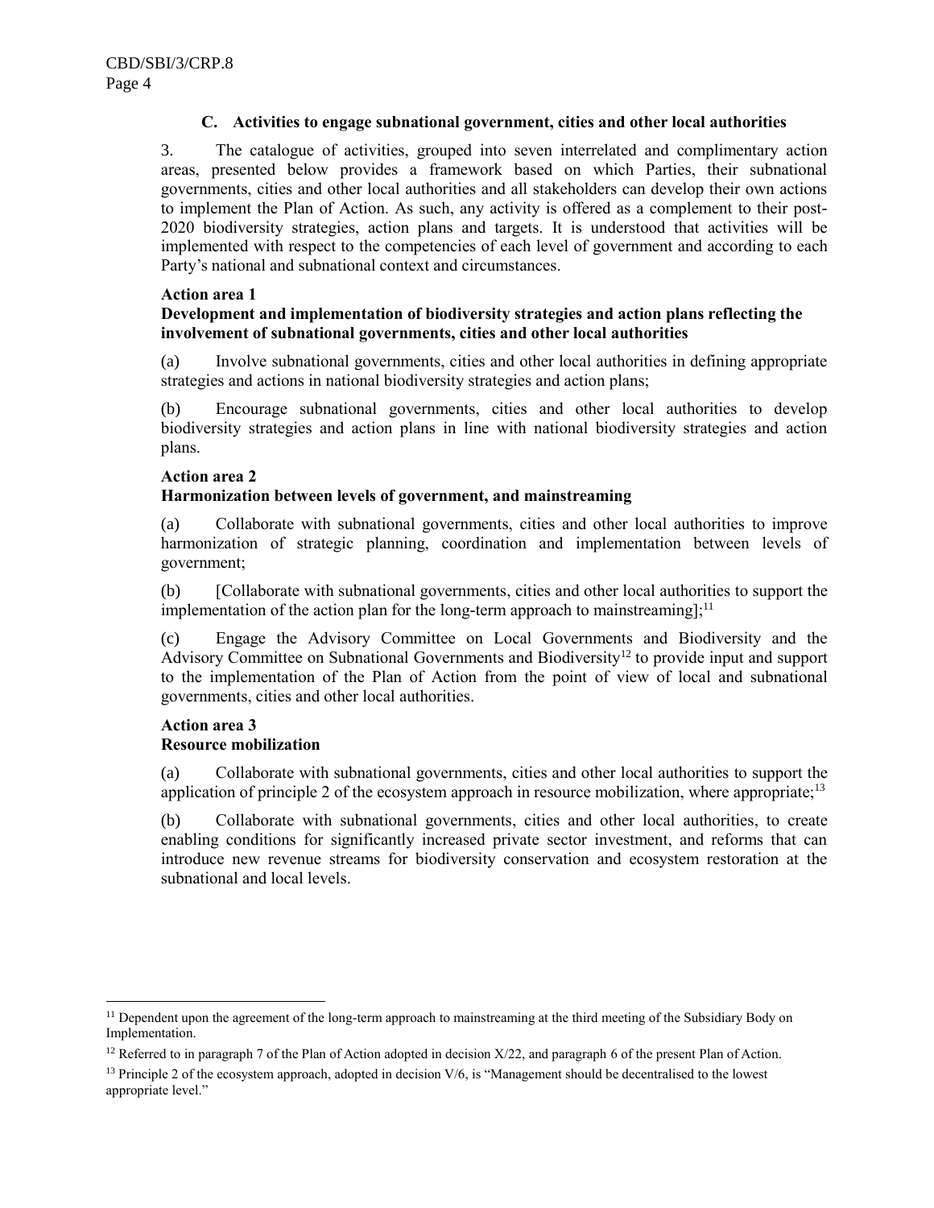### C. Activities to engage subnational government, cities and other local authorities

3. The catalogue of activities, grouped into seven interrelated and complimentary action areas, presented below provides a framework based on which Parties, their subnational governments, cities and other local authorities and all stakeholders can develop their own actions to implement the Plan of Action. As such, any activity is offered as a complement to their post-2020 biodiversity strategies, action plans and targets. It is understood that activities will be implemented with respect to the competencies of each level of government and according to each Party's national and subnational context and circumstances.

**Action area 1**
**Development and implementation of biodiversity strategies and action plans reflecting the involvement of subnational governments, cities and other local authorities**

(a) Involve subnational governments, cities and other local authorities in defining appropriate strategies and actions in national biodiversity strategies and action plans;

(b) Encourage subnational governments, cities and other local authorities to develop biodiversity strategies and action plans in line with national biodiversity strategies and action plans.

**Action area 2**
**Harmonization between levels of government, and mainstreaming**

(a) Collaborate with subnational governments, cities and other local authorities to improve harmonization of strategic planning, coordination and implementation between levels of government;

(b) [Collaborate with subnational governments, cities and other local authorities to support the implementation of the action plan for the long-term approach to mainstreaming];[11]

(c) Engage the Advisory Committee on Local Governments and Biodiversity and the Advisory Committee on Subnational Governments and Biodiversity[12] to provide input and support to the implementation of the Plan of Action from the point of view of local and subnational governments, cities and other local authorities.

**Action area 3**
**Resource mobilization**

(a) Collaborate with subnational governments, cities and other local authorities to support the application of principle 2 of the ecosystem approach in resource mobilization, where appropriate;[13]

(b) Collaborate with subnational governments, cities and other local authorities, to create enabling conditions for significantly increased private sector investment, and reforms that can introduce new revenue streams for biodiversity conservation and ecosystem restoration at the subnational and local levels.

---

[11] Dependent upon the agreement of the long-term approach to mainstreaming at the third meeting of the Subsidiary Body on Implementation.

[12] Referred to in paragraph 7 of the Plan of Action adopted in decision X/22, and paragraph 6 of the present Plan of Action.

[13] Principle 2 of the ecosystem approach, adopted in decision V/6, is "Management should be decentralised to the lowest appropriate level."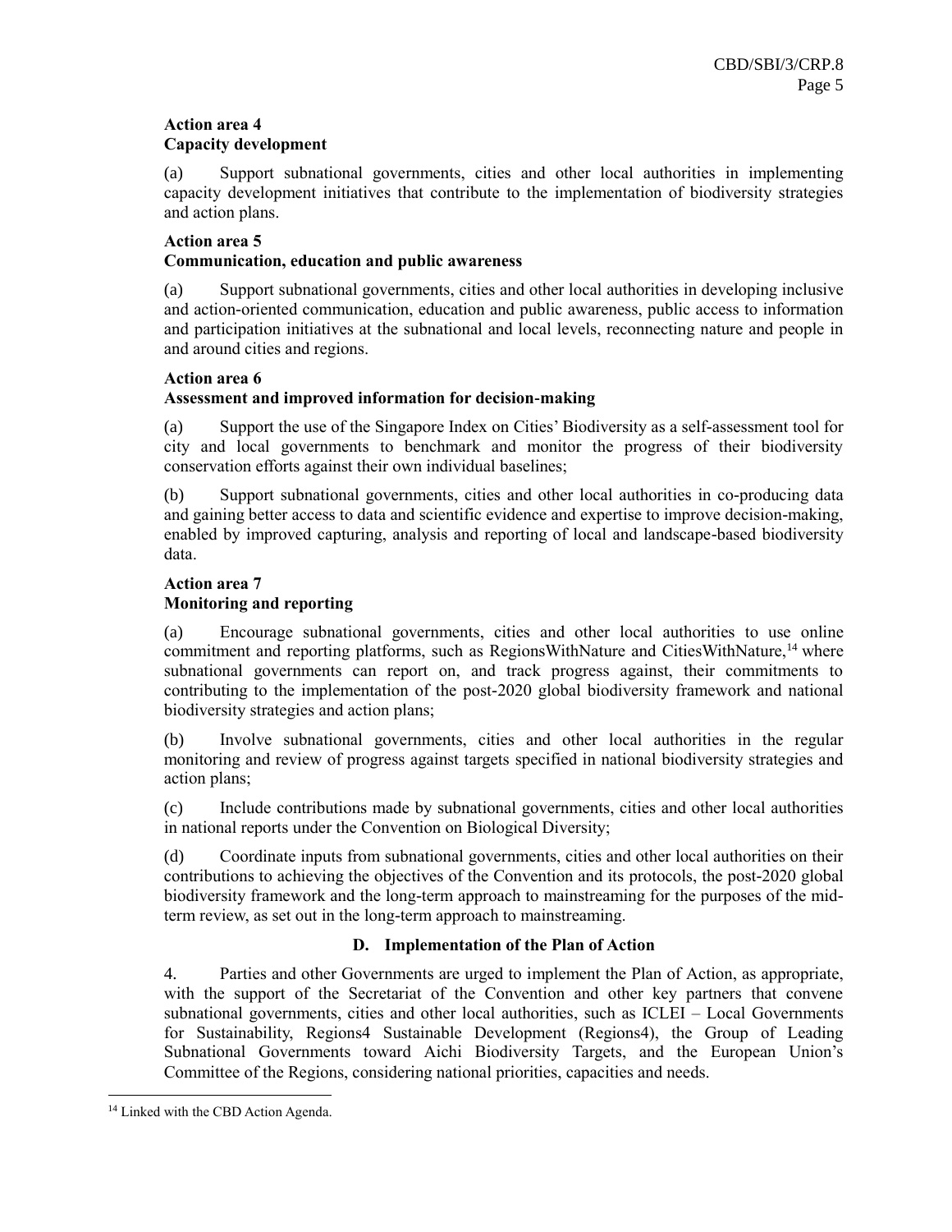**Action area 4**
**Capacity development**

(a) Support subnational governments, cities and other local authorities in implementing capacity development initiatives that contribute to the implementation of biodiversity strategies and action plans.

**Action area 5**
**Communication, education and public awareness**

(a) Support subnational governments, cities and other local authorities in developing inclusive and action-oriented communication, education and public awareness, public access to information and participation initiatives at the subnational and local levels, reconnecting nature and people in and around cities and regions.

**Action area 6**
**Assessment and improved information for decision-making**

(a) Support the use of the Singapore Index on Cities' Biodiversity as a self-assessment tool for city and local governments to benchmark and monitor the progress of their biodiversity conservation efforts against their own individual baselines;

(b) Support subnational governments, cities and other local authorities in co-producing data and gaining better access to data and scientific evidence and expertise to improve decision-making, enabled by improved capturing, analysis and reporting of local and landscape-based biodiversity data.

**Action area 7**
**Monitoring and reporting**

(a) Encourage subnational governments, cities and other local authorities to use online commitment and reporting platforms, such as RegionsWithNature and CitiesWithNature,[14] where subnational governments can report on, and track progress against, their commitments to contributing to the implementation of the post-2020 global biodiversity framework and national biodiversity strategies and action plans;

(b) Involve subnational governments, cities and other local authorities in the regular monitoring and review of progress against targets specified in national biodiversity strategies and action plans;

(c) Include contributions made by subnational governments, cities and other local authorities in national reports under the Convention on Biological Diversity;

(d) Coordinate inputs from subnational governments, cities and other local authorities on their contributions to achieving the objectives of the Convention and its protocols, the post-2020 global biodiversity framework and the long-term approach to mainstreaming for the purposes of the mid-term review, as set out in the long-term approach to mainstreaming.

## D. Implementation of the Plan of Action

4. Parties and other Governments are urged to implement the Plan of Action, as appropriate, with the support of the Secretariat of the Convention and other key partners that convene subnational governments, cities and other local authorities, such as ICLEI – Local Governments for Sustainability, Regions4 Sustainable Development (Regions4), the Group of Leading Subnational Governments toward Aichi Biodiversity Targets, and the European Union's Committee of the Regions, considering national priorities, capacities and needs.

[14] Linked with the CBD Action Agenda.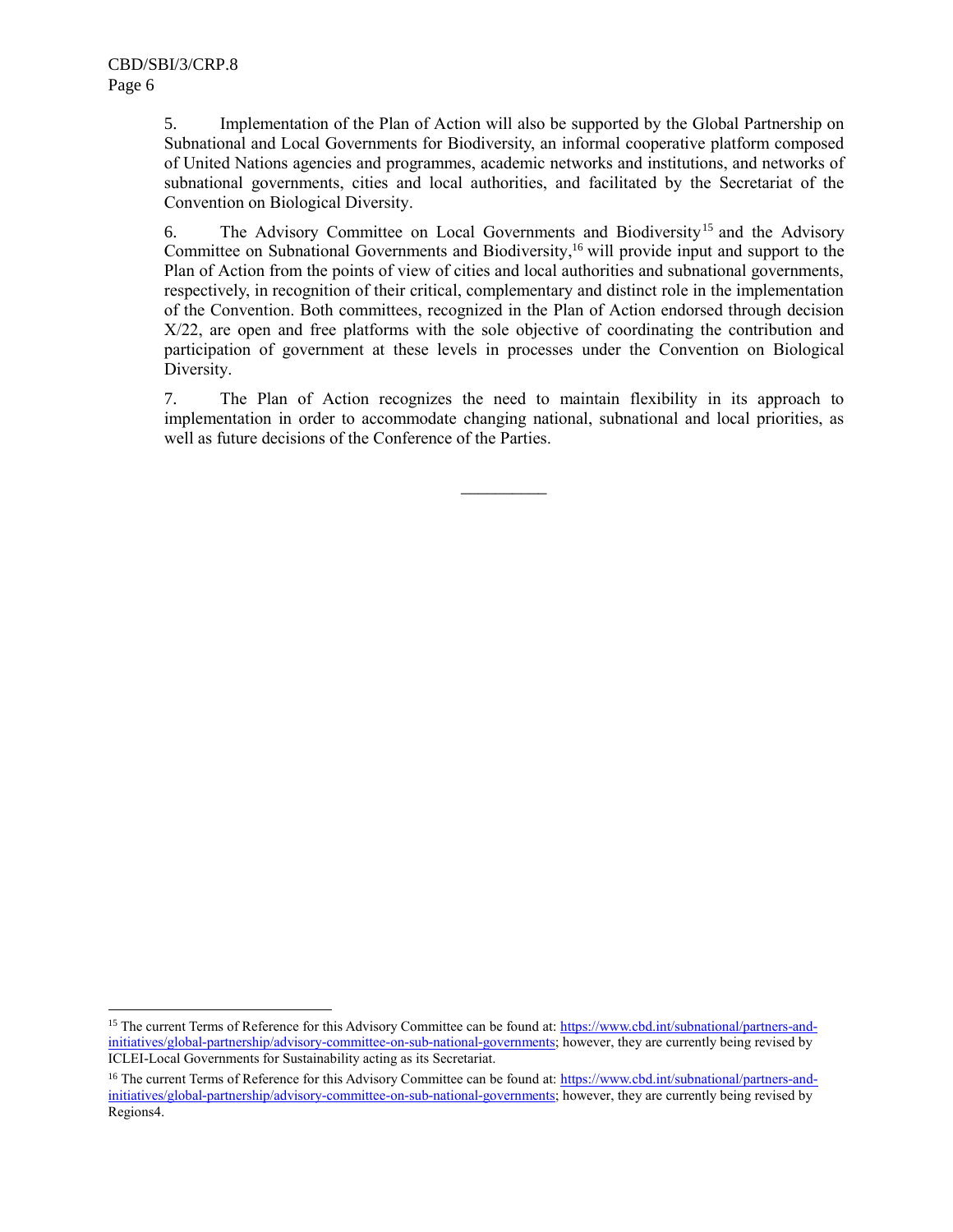5. Implementation of the Plan of Action will also be supported by the Global Partnership on Subnational and Local Governments for Biodiversity, an informal cooperative platform composed of United Nations agencies and programmes, academic networks and institutions, and networks of subnational governments, cities and local authorities, and facilitated by the Secretariat of the Convention on Biological Diversity.

6. The Advisory Committee on Local Governments and Biodiversity[15] and the Advisory Committee on Subnational Governments and Biodiversity,[16] will provide input and support to the Plan of Action from the points of view of cities and local authorities and subnational governments, respectively, in recognition of their critical, complementary and distinct role in the implementation of the Convention. Both committees, recognized in the Plan of Action endorsed through decision X/22, are open and free platforms with the sole objective of coordinating the contribution and participation of government at these levels in processes under the Convention on Biological Diversity.

7. The Plan of Action recognizes the need to maintain flexibility in its approach to implementation in order to accommodate changing national, subnational and local priorities, as well as future decisions of the Conference of the Parties.

__________

[15] The current Terms of Reference for this Advisory Committee can be found at: https://www.cbd.int/subnational/partners-and-initiatives/global-partnership/advisory-committee-on-sub-national-governments; however, they are currently being revised by ICLEI-Local Governments for Sustainability acting as its Secretariat.

[16] The current Terms of Reference for this Advisory Committee can be found at: https://www.cbd.int/subnational/partners-and-initiatives/global-partnership/advisory-committee-on-sub-national-governments; however, they are currently being revised by Regions4.